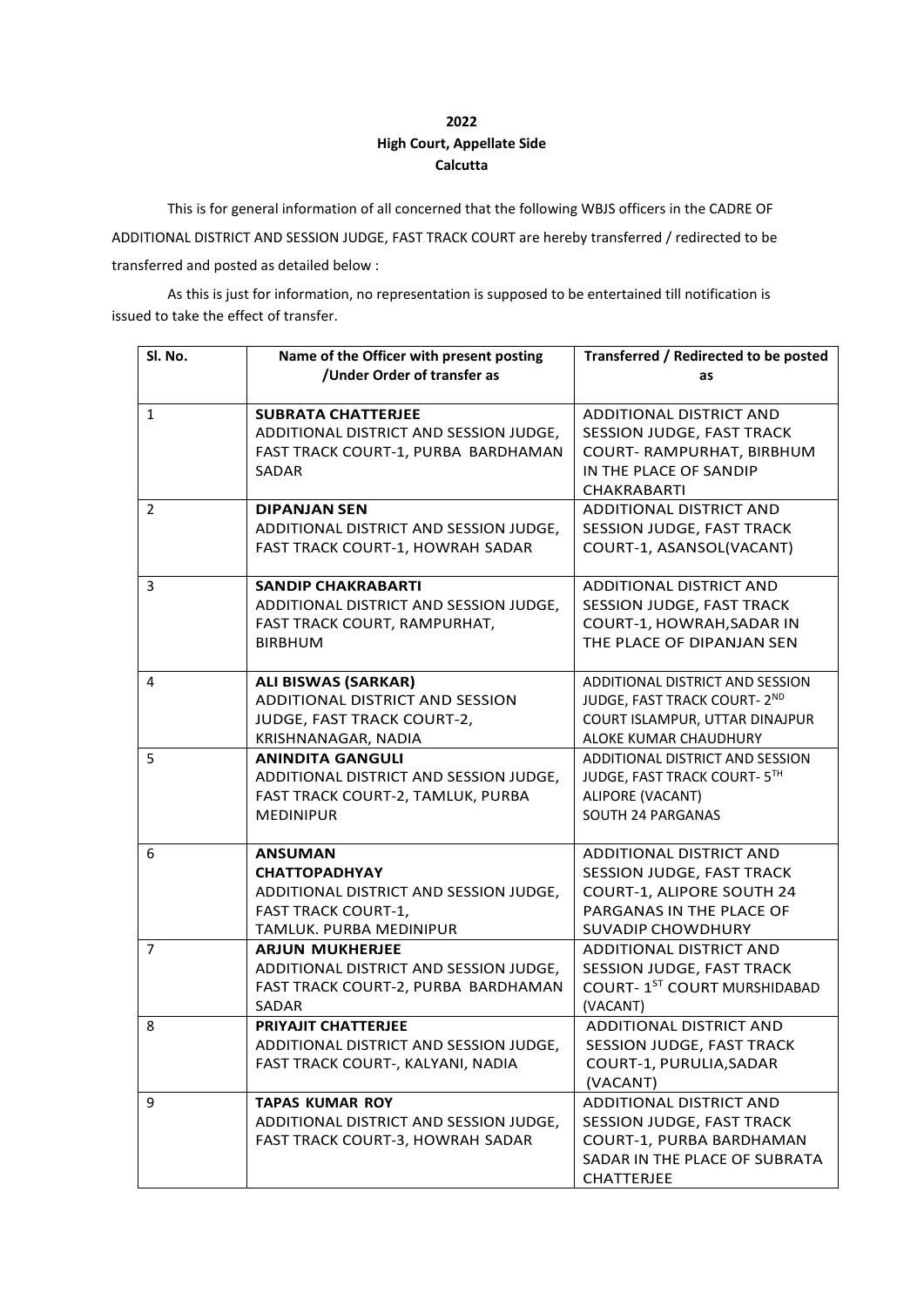**2022**
**High Court, Appellate Side**
**Calcutta**

This is for general information of all concerned that the following WBJS officers in the CADRE OF ADDITIONAL DISTRICT AND SESSION JUDGE, FAST TRACK COURT are hereby transferred / redirected to be transferred and posted as detailed below :

As this is just for information, no representation is supposed to be entertained till notification is issued to take the effect of transfer.

| Sl. No. | Name of the Officer with present posting /Under Order of transfer as | Transferred / Redirected to be posted as |
|---|---|---|
| 1 | **SUBRATA CHATTERJEE** ADDITIONAL DISTRICT AND SESSION JUDGE, FAST TRACK COURT-1, PURBA BARDHAMAN SADAR | ADDITIONAL DISTRICT AND SESSION JUDGE, FAST TRACK COURT- RAMPURHAT, BIRBHUM IN THE PLACE OF SANDIP CHAKRABARTI |
| 2 | **DIPANJAN SEN** ADDITIONAL DISTRICT AND SESSION JUDGE, FAST TRACK COURT-1, HOWRAH SADAR | ADDITIONAL DISTRICT AND SESSION JUDGE, FAST TRACK COURT-1, ASANSOL(VACANT) |
| 3 | **SANDIP CHAKRABARTI** ADDITIONAL DISTRICT AND SESSION JUDGE, FAST TRACK COURT, RAMPURHAT, BIRBHUM | ADDITIONAL DISTRICT AND SESSION JUDGE, FAST TRACK COURT-1, HOWRAH,SADAR IN THE PLACE OF DIPANJAN SEN |
| 4 | **ALI BISWAS (SARKAR)** ADDITIONAL DISTRICT AND SESSION JUDGE, FAST TRACK COURT-2, KRISHNANAGAR, NADIA | ADDITIONAL DISTRICT AND SESSION JUDGE, FAST TRACK COURT- 2ND COURT ISLAMPUR, UTTAR DINAJPUR ALOKE KUMAR CHAUDHURY |
| 5 | **ANINDITA GANGULI** ADDITIONAL DISTRICT AND SESSION JUDGE, FAST TRACK COURT-2, TAMLUK, PURBA MEDINIPUR | ADDITIONAL DISTRICT AND SESSION JUDGE, FAST TRACK COURT- 5TH ALIPORE (VACANT) SOUTH 24 PARGANAS |
| 6 | **ANSUMAN CHATTOPADHYAY** ADDITIONAL DISTRICT AND SESSION JUDGE, FAST TRACK COURT-1, TAMLUK. PURBA MEDINIPUR | ADDITIONAL DISTRICT AND SESSION JUDGE, FAST TRACK COURT-1, ALIPORE SOUTH 24 PARGANAS IN THE PLACE OF SUVADIP CHOWDHURY |
| 7 | **ARJUN MUKHERJEE** ADDITIONAL DISTRICT AND SESSION JUDGE, FAST TRACK COURT-2, PURBA BARDHAMAN SADAR | ADDITIONAL DISTRICT AND SESSION JUDGE, FAST TRACK COURT- 1ST COURT MURSHIDABAD (VACANT) |
| 8 | **PRIYAJIT CHATTERJEE** ADDITIONAL DISTRICT AND SESSION JUDGE, FAST TRACK COURT-, KALYANI, NADIA | ADDITIONAL DISTRICT AND SESSION JUDGE, FAST TRACK COURT-1, PURULIA,SADAR (VACANT) |
| 9 | **TAPAS KUMAR ROY** ADDITIONAL DISTRICT AND SESSION JUDGE, FAST TRACK COURT-3, HOWRAH SADAR | ADDITIONAL DISTRICT AND SESSION JUDGE, FAST TRACK COURT-1, PURBA BARDHAMAN SADAR IN THE PLACE OF SUBRATA CHATTERJEE |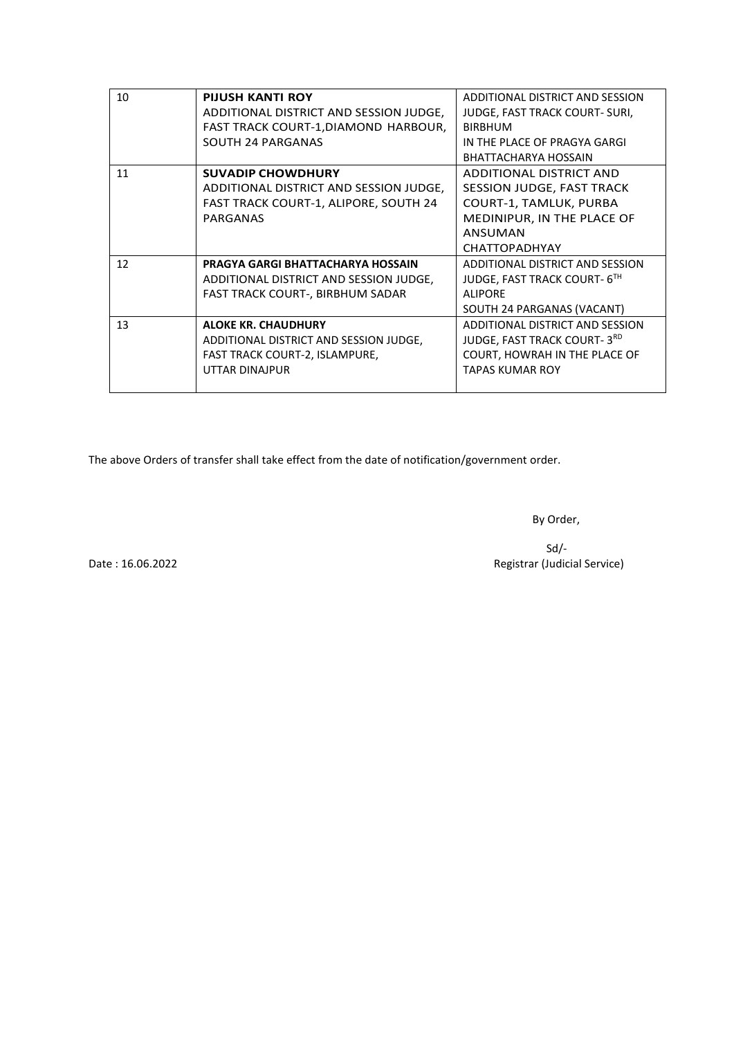| | | |
|---|---|---|
| 10 | **PIJUSH KANTI ROY** ADDITIONAL DISTRICT AND SESSION JUDGE, FAST TRACK COURT-1,DIAMOND HARBOUR, SOUTH 24 PARGANAS | ADDITIONAL DISTRICT AND SESSION JUDGE, FAST TRACK COURT- SURI, BIRBHUM IN THE PLACE OF PRAGYA GARGI BHATTACHARYA HOSSAIN |
| 11 | **SUVADIP CHOWDHURY** ADDITIONAL DISTRICT AND SESSION JUDGE, FAST TRACK COURT-1, ALIPORE, SOUTH 24 PARGANAS | ADDITIONAL DISTRICT AND SESSION JUDGE, FAST TRACK COURT-1, TAMLUK, PURBA MEDINIPUR, IN THE PLACE OF ANSUMAN CHATTOPADHYAY |
| 12 | **PRAGYA GARGI BHATTACHARYA HOSSAIN** ADDITIONAL DISTRICT AND SESSION JUDGE, FAST TRACK COURT-, BIRBHUM SADAR | ADDITIONAL DISTRICT AND SESSION JUDGE, FAST TRACK COURT- 6TH ALIPORE SOUTH 24 PARGANAS (VACANT) |
| 13 | **ALOKE KR. CHAUDHURY** ADDITIONAL DISTRICT AND SESSION JUDGE, FAST TRACK COURT-2, ISLAMPURE, UTTAR DINAJPUR | ADDITIONAL DISTRICT AND SESSION JUDGE, FAST TRACK COURT- 3RD COURT, HOWRAH IN THE PLACE OF TAPAS KUMAR ROY |

The above Orders of transfer shall take effect from the date of notification/government order.

By Order,

Sd/-

Registrar (Judicial Service)

Date : 16.06.2022